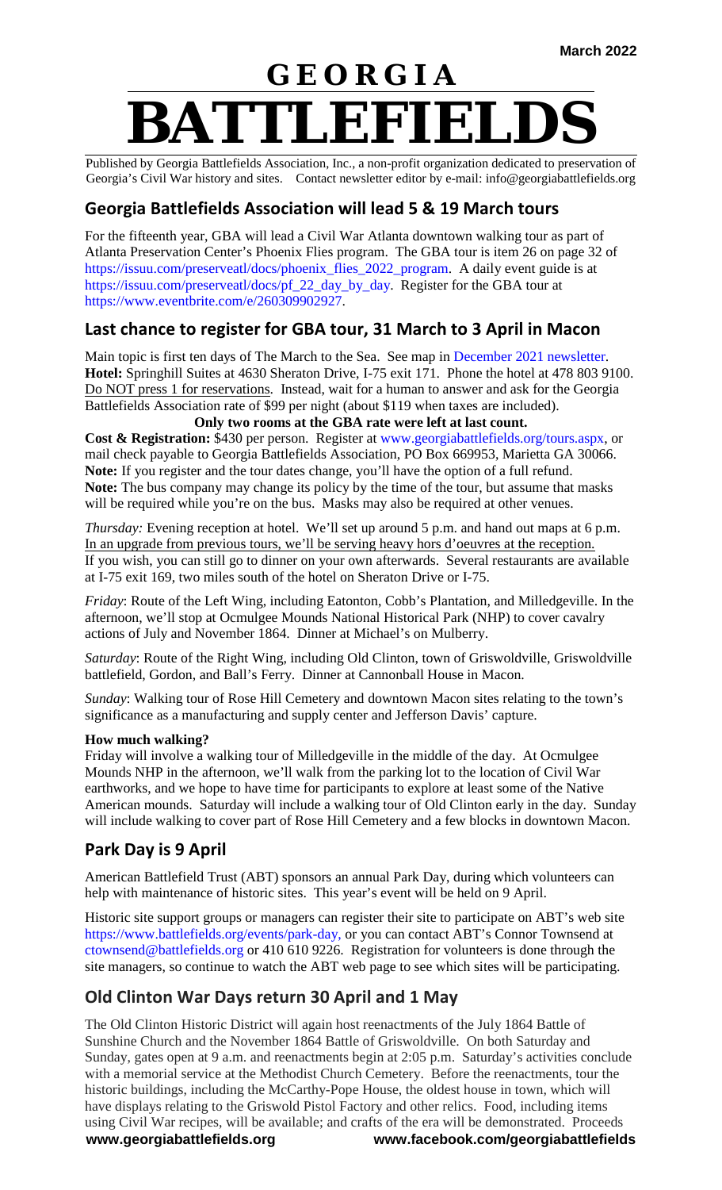March 2022

# GEORGIA BATTLEFIELDS

Published by Georgia Battlefields Association, Inc., a non-profit organization dedicated to preservation of Georgia's Civil War history and sites. Contact newsletter editor by e-mail: info@georgiabattlefields.org

## Georgia Battlefields Association will lead 5 & 19 March tours

For the fifteenth year, GBA will lead a Civil War Atlanta downtown walking tour as part of Atlanta Preservation Center's Phoenix Flies program. The GBA tour is item 26 on page 32 of https://issuu.com/preserveatl/docs/phoenix_flies_2022_program. A daily event guide is at https://issuu.com/preserveatl/docs/pf_22_day_by_day. Register for the GBA tour at https://www.eventbrite.com/e/260309902927.

## Last chance to register for GBA tour, 31 March to 3 April in Macon

Main topic is first ten days of The March to the Sea. See map in December 2021 newsletter.
**Hotel:** Springhill Suites at 4630 Sheraton Drive, I-75 exit 171. Phone the hotel at 478 803 9100. Do NOT press 1 for reservations. Instead, wait for a human to answer and ask for the Georgia Battlefields Association rate of $99 per night (about $119 when taxes are included).

**Only two rooms at the GBA rate were left at last count.**

**Cost & Registration:** $430 per person. Register at www.georgiabattlefields.org/tours.aspx, or mail check payable to Georgia Battlefields Association, PO Box 669953, Marietta GA 30066.
**Note:** If you register and the tour dates change, you'll have the option of a full refund.
**Note:** The bus company may change its policy by the time of the tour, but assume that masks will be required while you're on the bus. Masks may also be required at other venues.

*Thursday:* Evening reception at hotel. We'll set up around 5 p.m. and hand out maps at 6 p.m. In an upgrade from previous tours, we'll be serving heavy hors d'oeuvres at the reception. If you wish, you can still go to dinner on your own afterwards. Several restaurants are available at I-75 exit 169, two miles south of the hotel on Sheraton Drive or I-75.

*Friday*: Route of the Left Wing, including Eatonton, Cobb's Plantation, and Milledgeville. In the afternoon, we'll stop at Ocmulgee Mounds National Historical Park (NHP) to cover cavalry actions of July and November 1864. Dinner at Michael's on Mulberry.

*Saturday*: Route of the Right Wing, including Old Clinton, town of Griswoldville, Griswoldville battlefield, Gordon, and Ball's Ferry. Dinner at Cannonball House in Macon.

*Sunday*: Walking tour of Rose Hill Cemetery and downtown Macon sites relating to the town's significance as a manufacturing and supply center and Jefferson Davis' capture.

**How much walking?**

Friday will involve a walking tour of Milledgeville in the middle of the day. At Ocmulgee Mounds NHP in the afternoon, we'll walk from the parking lot to the location of Civil War earthworks, and we hope to have time for participants to explore at least some of the Native American mounds. Saturday will include a walking tour of Old Clinton early in the day. Sunday will include walking to cover part of Rose Hill Cemetery and a few blocks in downtown Macon.

## Park Day is 9 April

American Battlefield Trust (ABT) sponsors an annual Park Day, during which volunteers can help with maintenance of historic sites. This year's event will be held on 9 April.

Historic site support groups or managers can register their site to participate on ABT's web site https://www.battlefields.org/events/park-day, or you can contact ABT's Connor Townsend at ctownsend@battlefields.org or 410 610 9226. Registration for volunteers is done through the site managers, so continue to watch the ABT web page to see which sites will be participating.

## Old Clinton War Days return 30 April and 1 May

The Old Clinton Historic District will again host reenactments of the July 1864 Battle of Sunshine Church and the November 1864 Battle of Griswoldville. On both Saturday and Sunday, gates open at 9 a.m. and reenactments begin at 2:05 p.m. Saturday's activities conclude with a memorial service at the Methodist Church Cemetery. Before the reenactments, tour the historic buildings, including the McCarthy-Pope House, the oldest house in town, which will have displays relating to the Griswold Pistol Factory and other relics. Food, including items using Civil War recipes, will be available; and crafts of the era will be demonstrated. Proceeds

www.georgiabattlefields.org www.facebook.com/georgiabattlefields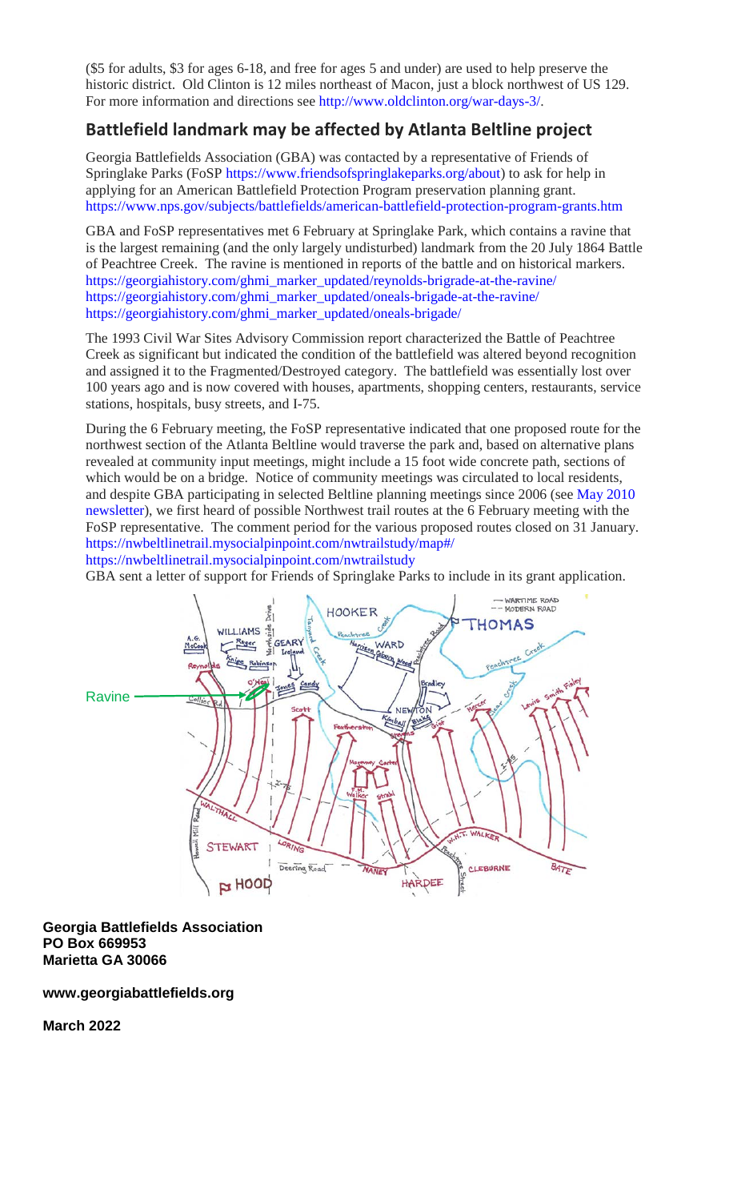($5 for adults, $3 for ages 6-18, and free for ages 5 and under) are used to help preserve the historic district. Old Clinton is 12 miles northeast of Macon, just a block northwest of US 129. For more information and directions see http://www.oldclinton.org/war-days-3/.

## Battlefield landmark may be affected by Atlanta Beltline project

Georgia Battlefields Association (GBA) was contacted by a representative of Friends of Springlake Parks (FoSP https://www.friendsofspringlakeparks.org/about) to ask for help in applying for an American Battlefield Protection Program preservation planning grant. https://www.nps.gov/subjects/battlefields/american-battlefield-protection-program-grants.htm

GBA and FoSP representatives met 6 February at Springlake Park, which contains a ravine that is the largest remaining (and the only largely undisturbed) landmark from the 20 July 1864 Battle of Peachtree Creek. The ravine is mentioned in reports of the battle and on historical markers.
https://georgiahistory.com/ghmi_marker_updated/reynolds-brigrade-at-the-ravine/
https://georgiahistory.com/ghmi_marker_updated/oneals-brigade-at-the-ravine/
https://georgiahistory.com/ghmi_marker_updated/oneals-brigade/

The 1993 Civil War Sites Advisory Commission report characterized the Battle of Peachtree Creek as significant but indicated the condition of the battlefield was altered beyond recognition and assigned it to the Fragmented/Destroyed category. The battlefield was essentially lost over 100 years ago and is now covered with houses, apartments, shopping centers, restaurants, service stations, hospitals, busy streets, and I-75.

During the 6 February meeting, the FoSP representative indicated that one proposed route for the northwest section of the Atlanta Beltline would traverse the park and, based on alternative plans revealed at community input meetings, might include a 15 foot wide concrete path, sections of which would be on a bridge. Notice of community meetings was circulated to local residents, and despite GBA participating in selected Beltline planning meetings since 2006 (see May 2010 newsletter), we first heard of possible Northwest trail routes at the 6 February meeting with the FoSP representative. The comment period for the various proposed routes closed on 31 January.
https://nwbeltlinetrail.mysocialpinpoint.com/nwtrailstudy/map#/
https://nwbeltlinetrail.mysocialpinpoint.com/nwtrailstudy

GBA sent a letter of support for Friends of Springlake Parks to include in its grant application.

— WARTIME ROAD
-- MODERN ROAD
HOOKER
THOMAS
WILLIAMS
A.G. McCook
Reynolds
Ruger
Knipe
Robinson
GEARY
Ireland
WARD
Harrison
Coburn
Wood
Peachtree Creek
Tanyard Creek
Northside Drive
Peachtree Road
Bradley
NEWTON
Kimball
Blake
Ravine
Collier Rd
O'Neal
Jones
Candy
Scott
Featherston
Stevens
Gist
Mercer
Bear Creek
Lewis
Smith
Finley
I-85
I-75
Maney
Carter
F.K. Walker
Strahl
W.H.T. WALKER
WALTHALL
Howell Mill Road
STEWART
LORING
Deering Road
MANEY
HARDEE
Peachtree Street
CLEBURNE
BATE
HOOD

**Georgia Battlefields Association**
**PO Box 669953**
**Marietta GA 30066**

**www.georgiabattlefields.org**

**March 2022**